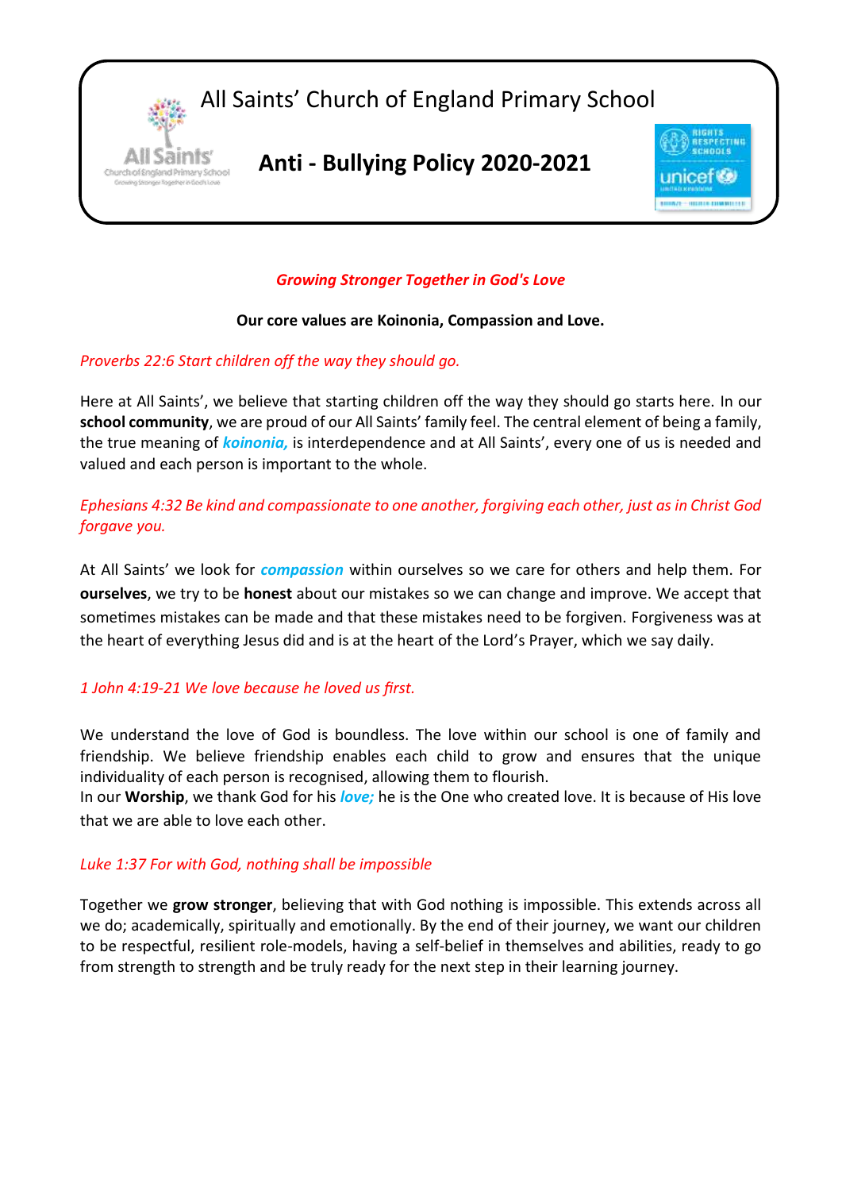# All Saints' Church of England Primary School

## Anti - Bullying Policy 2020-2021

*Growing Stronger Together in God's Love*

**Our core values are Koinonia, Compassion and Love.**

*Proverbs 22:6 Start children off the way they should go.*

Here at All Saints', we believe that starting children off the way they should go starts here. In our **school community**, we are proud of our All Saints' family feel. The central element of being a family, the true meaning of ***koinonia,*** is interdependence and at All Saints', every one of us is needed and valued and each person is important to the whole.

*Ephesians 4:32 Be kind and compassionate to one another, forgiving each other, just as in Christ God forgave you.*

At All Saints' we look for ***compassion*** within ourselves so we care for others and help them. For **ourselves**, we try to be **honest** about our mistakes so we can change and improve. We accept that sometimes mistakes can be made and that these mistakes need to be forgiven. Forgiveness was at the heart of everything Jesus did and is at the heart of the Lord's Prayer, which we say daily.

*1 John 4:19-21 We love because he loved us first.*

We understand the love of God is boundless. The love within our school is one of family and friendship. We believe friendship enables each child to grow and ensures that the unique individuality of each person is recognised, allowing them to flourish.
In our **Worship**, we thank God for his ***love;*** he is the One who created love. It is because of His love that we are able to love each other.

*Luke 1:37 For with God, nothing shall be impossible*

Together we **grow stronger**, believing that with God nothing is impossible. This extends across all we do; academically, spiritually and emotionally. By the end of their journey, we want our children to be respectful, resilient role-models, having a self-belief in themselves and abilities, ready to go from strength to strength and be truly ready for the next step in their learning journey.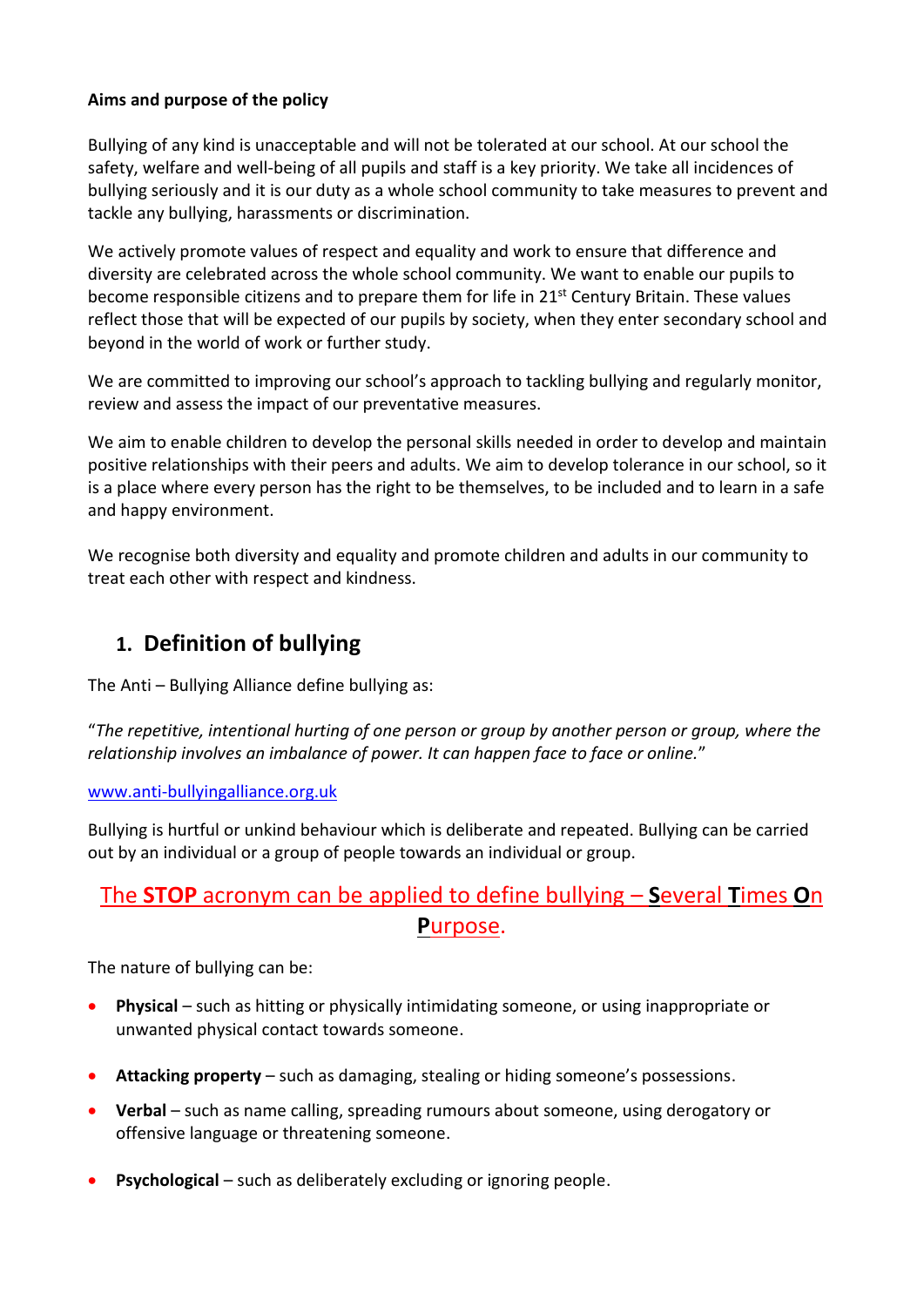**Aims and purpose of the policy**

Bullying of any kind is unacceptable and will not be tolerated at our school. At our school the safety, welfare and well-being of all pupils and staff is a key priority. We take all incidences of bullying seriously and it is our duty as a whole school community to take measures to prevent and tackle any bullying, harassments or discrimination.

We actively promote values of respect and equality and work to ensure that difference and diversity are celebrated across the whole school community. We want to enable our pupils to become responsible citizens and to prepare them for life in 21st Century Britain. These values reflect those that will be expected of our pupils by society, when they enter secondary school and beyond in the world of work or further study.

We are committed to improving our school's approach to tackling bullying and regularly monitor, review and assess the impact of our preventative measures.

We aim to enable children to develop the personal skills needed in order to develop and maintain positive relationships with their peers and adults. We aim to develop tolerance in our school, so it is a place where every person has the right to be themselves, to be included and to learn in a safe and happy environment.

We recognise both diversity and equality and promote children and adults in our community to treat each other with respect and kindness.

## 1. Definition of bullying

The Anti – Bullying Alliance define bullying as:

"*The repetitive, intentional hurting of one person or group by another person or group, where the relationship involves an imbalance of power. It can happen face to face or online.*"

[www.anti-bullyingalliance.org.uk](http://www.anti-bullyingalliance.org.uk)

Bullying is hurtful or unkind behaviour which is deliberate and repeated. Bullying can be carried out by an individual or a group of people towards an individual or group.

The **STOP** acronym can be applied to define bullying – **S**everal **T**imes **O**n **P**urpose.

The nature of bullying can be:

- **Physical** – such as hitting or physically intimidating someone, or using inappropriate or unwanted physical contact towards someone.
- **Attacking property** – such as damaging, stealing or hiding someone's possessions.
- **Verbal** – such as name calling, spreading rumours about someone, using derogatory or offensive language or threatening someone.
- **Psychological** – such as deliberately excluding or ignoring people.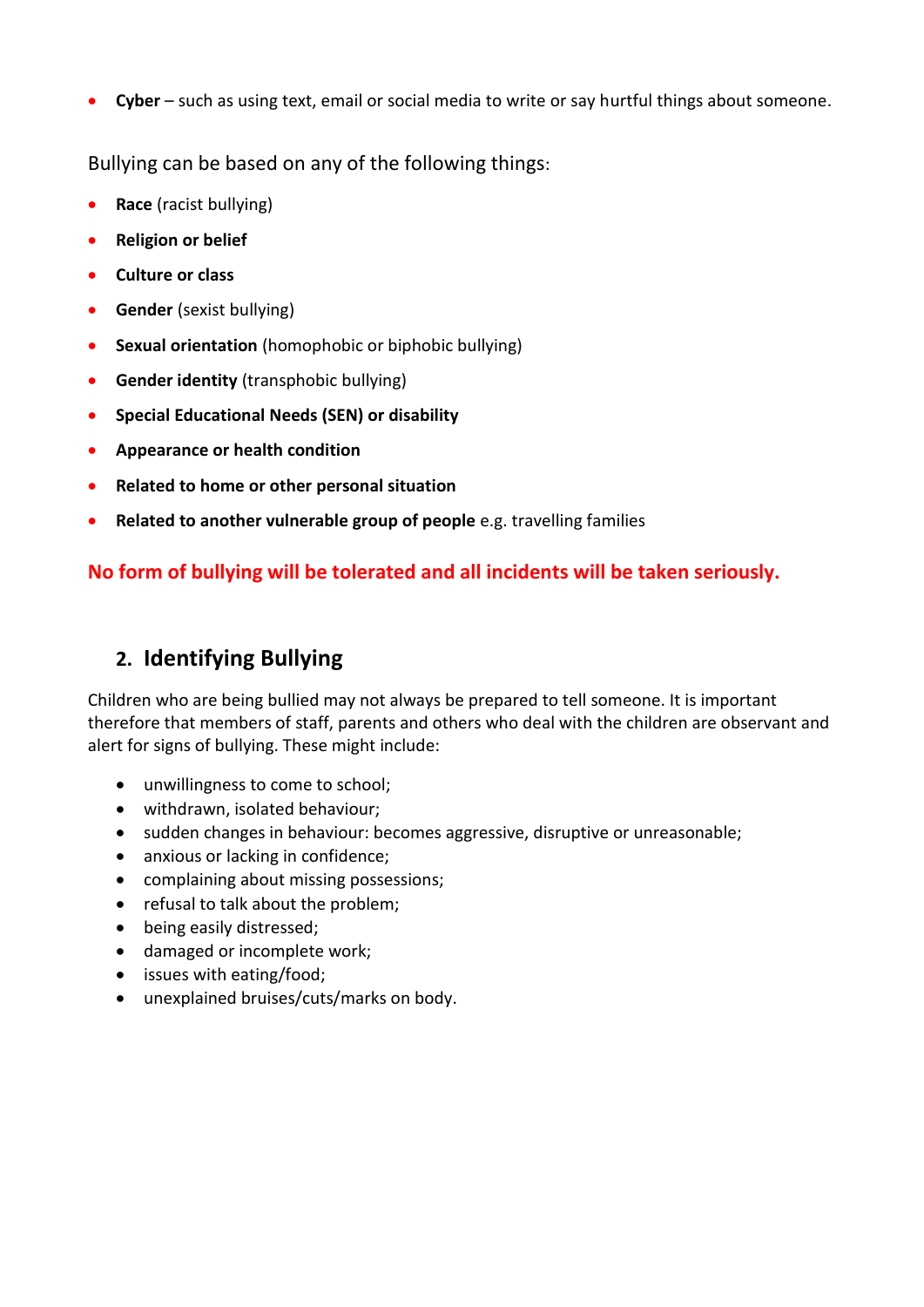- **Cyber** – such as using text, email or social media to write or say hurtful things about someone.

Bullying can be based on any of the following things:

- **Race** (racist bullying)
- **Religion or belief**
- **Culture or class**
- **Gender** (sexist bullying)
- **Sexual orientation** (homophobic or biphobic bullying)
- **Gender identity** (transphobic bullying)
- **Special Educational Needs (SEN) or disability**
- **Appearance or health condition**
- **Related to home or other personal situation**
- **Related to another vulnerable group of people** e.g. travelling families

**No form of bullying will be tolerated and all incidents will be taken seriously.**

## 2. Identifying Bullying

Children who are being bullied may not always be prepared to tell someone. It is important therefore that members of staff, parents and others who deal with the children are observant and alert for signs of bullying. These might include:

- unwillingness to come to school;
- withdrawn, isolated behaviour;
- sudden changes in behaviour: becomes aggressive, disruptive or unreasonable;
- anxious or lacking in confidence;
- complaining about missing possessions;
- refusal to talk about the problem;
- being easily distressed;
- damaged or incomplete work;
- issues with eating/food;
- unexplained bruises/cuts/marks on body.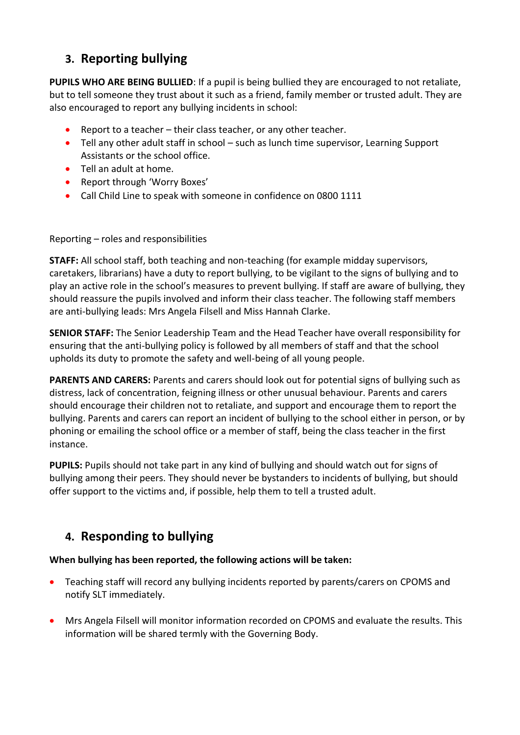## 3. Reporting bullying

**PUPILS WHO ARE BEING BULLIED**: If a pupil is being bullied they are encouraged to not retaliate, but to tell someone they trust about it such as a friend, family member or trusted adult. They are also encouraged to report any bullying incidents in school:

- Report to a teacher – their class teacher, or any other teacher.
- Tell any other adult staff in school – such as lunch time supervisor, Learning Support Assistants or the school office.
- Tell an adult at home.
- Report through 'Worry Boxes'
- Call Child Line to speak with someone in confidence on 0800 1111

Reporting – roles and responsibilities

**STAFF:** All school staff, both teaching and non-teaching (for example midday supervisors, caretakers, librarians) have a duty to report bullying, to be vigilant to the signs of bullying and to play an active role in the school's measures to prevent bullying. If staff are aware of bullying, they should reassure the pupils involved and inform their class teacher. The following staff members are anti-bullying leads: Mrs Angela Filsell and Miss Hannah Clarke.

**SENIOR STAFF:** The Senior Leadership Team and the Head Teacher have overall responsibility for ensuring that the anti-bullying policy is followed by all members of staff and that the school upholds its duty to promote the safety and well-being of all young people.

**PARENTS AND CARERS:** Parents and carers should look out for potential signs of bullying such as distress, lack of concentration, feigning illness or other unusual behaviour. Parents and carers should encourage their children not to retaliate, and support and encourage them to report the bullying. Parents and carers can report an incident of bullying to the school either in person, or by phoning or emailing the school office or a member of staff, being the class teacher in the first instance.

**PUPILS:** Pupils should not take part in any kind of bullying and should watch out for signs of bullying among their peers. They should never be bystanders to incidents of bullying, but should offer support to the victims and, if possible, help them to tell a trusted adult.

## 4. Responding to bullying

**When bullying has been reported, the following actions will be taken:**

- Teaching staff will record any bullying incidents reported by parents/carers on CPOMS and notify SLT immediately.
- Mrs Angela Filsell will monitor information recorded on CPOMS and evaluate the results. This information will be shared termly with the Governing Body.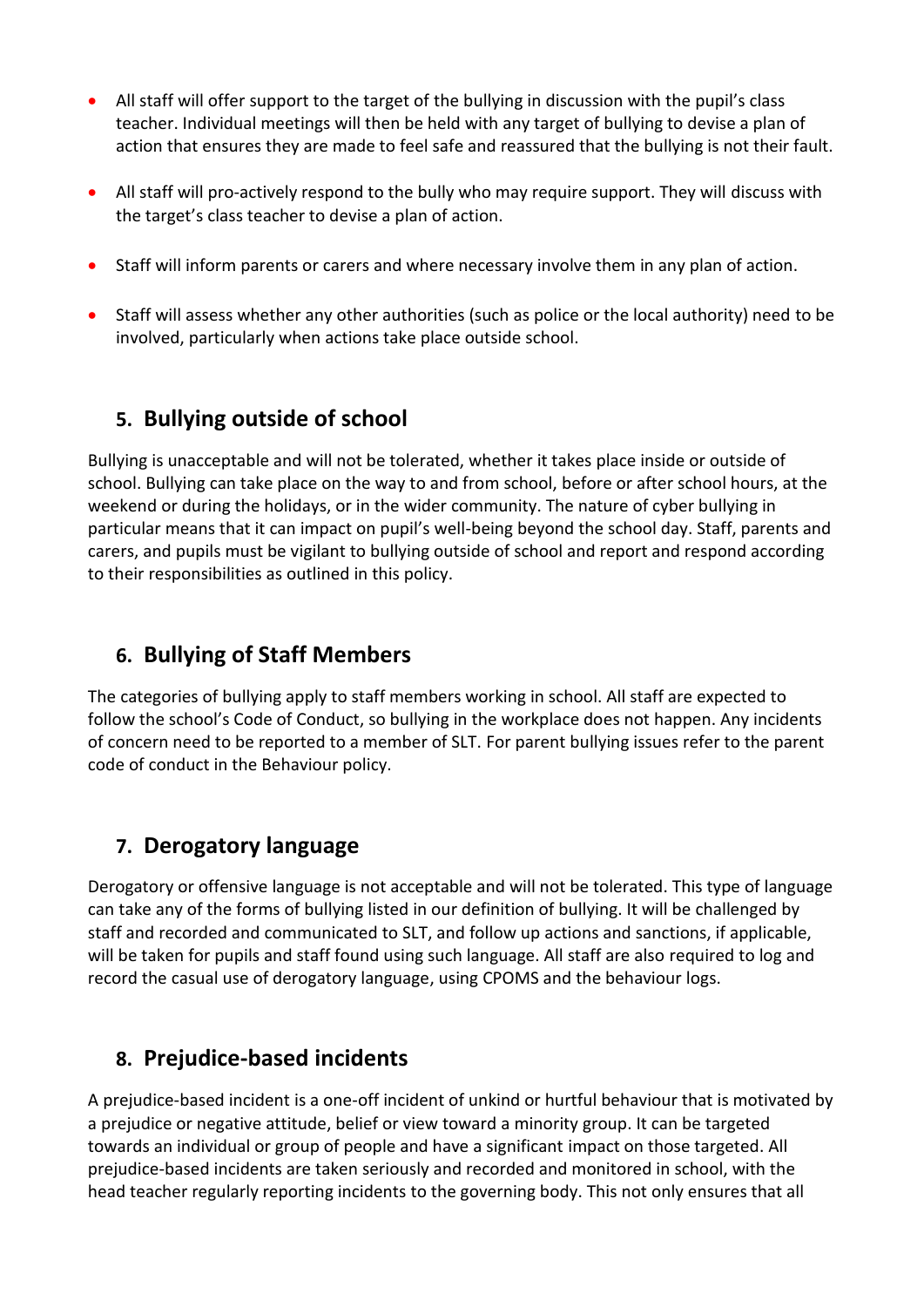- All staff will offer support to the target of the bullying in discussion with the pupil's class teacher. Individual meetings will then be held with any target of bullying to devise a plan of action that ensures they are made to feel safe and reassured that the bullying is not their fault.

- All staff will pro-actively respond to the bully who may require support. They will discuss with the target's class teacher to devise a plan of action.

- Staff will inform parents or carers and where necessary involve them in any plan of action.

- Staff will assess whether any other authorities (such as police or the local authority) need to be involved, particularly when actions take place outside school.

## 5. Bullying outside of school

Bullying is unacceptable and will not be tolerated, whether it takes place inside or outside of school. Bullying can take place on the way to and from school, before or after school hours, at the weekend or during the holidays, or in the wider community. The nature of cyber bullying in particular means that it can impact on pupil's well-being beyond the school day. Staff, parents and carers, and pupils must be vigilant to bullying outside of school and report and respond according to their responsibilities as outlined in this policy.

## 6. Bullying of Staff Members

The categories of bullying apply to staff members working in school. All staff are expected to follow the school's Code of Conduct, so bullying in the workplace does not happen. Any incidents of concern need to be reported to a member of SLT. For parent bullying issues refer to the parent code of conduct in the Behaviour policy.

## 7. Derogatory language

Derogatory or offensive language is not acceptable and will not be tolerated. This type of language can take any of the forms of bullying listed in our definition of bullying. It will be challenged by staff and recorded and communicated to SLT, and follow up actions and sanctions, if applicable, will be taken for pupils and staff found using such language. All staff are also required to log and record the casual use of derogatory language, using CPOMS and the behaviour logs.

## 8. Prejudice-based incidents

A prejudice-based incident is a one-off incident of unkind or hurtful behaviour that is motivated by a prejudice or negative attitude, belief or view toward a minority group. It can be targeted towards an individual or group of people and have a significant impact on those targeted. All prejudice-based incidents are taken seriously and recorded and monitored in school, with the head teacher regularly reporting incidents to the governing body. This not only ensures that all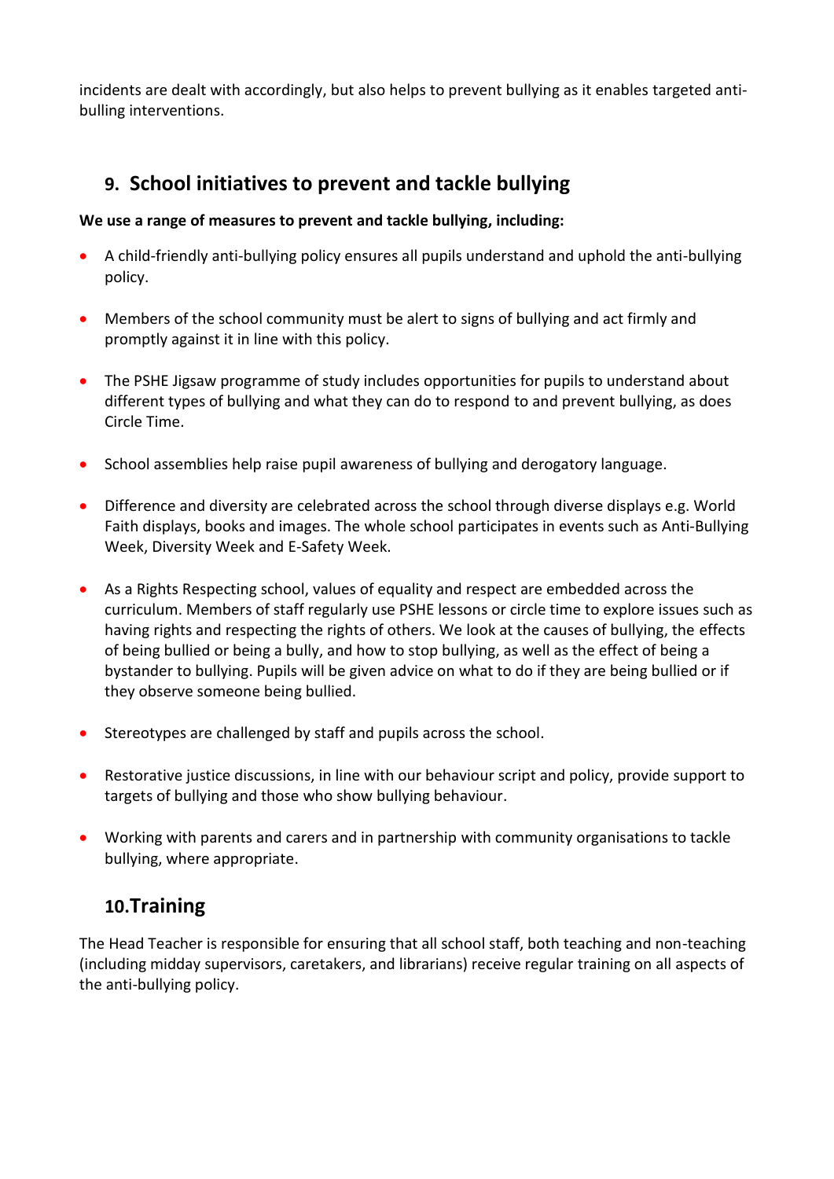incidents are dealt with accordingly, but also helps to prevent bullying as it enables targeted anti-bulling interventions.

## 9. School initiatives to prevent and tackle bullying

**We use a range of measures to prevent and tackle bullying, including:**

- A child-friendly anti-bullying policy ensures all pupils understand and uphold the anti-bullying policy.
- Members of the school community must be alert to signs of bullying and act firmly and promptly against it in line with this policy.
- The PSHE Jigsaw programme of study includes opportunities for pupils to understand about different types of bullying and what they can do to respond to and prevent bullying, as does Circle Time.
- School assemblies help raise pupil awareness of bullying and derogatory language.
- Difference and diversity are celebrated across the school through diverse displays e.g. World Faith displays, books and images. The whole school participates in events such as Anti-Bullying Week, Diversity Week and E-Safety Week.
- As a Rights Respecting school, values of equality and respect are embedded across the curriculum. Members of staff regularly use PSHE lessons or circle time to explore issues such as having rights and respecting the rights of others. We look at the causes of bullying, the effects of being bullied or being a bully, and how to stop bullying, as well as the effect of being a bystander to bullying. Pupils will be given advice on what to do if they are being bullied or if they observe someone being bullied.
- Stereotypes are challenged by staff and pupils across the school.
- Restorative justice discussions, in line with our behaviour script and policy, provide support to targets of bullying and those who show bullying behaviour.
- Working with parents and carers and in partnership with community organisations to tackle bullying, where appropriate.

## 10. Training

The Head Teacher is responsible for ensuring that all school staff, both teaching and non-teaching (including midday supervisors, caretakers, and librarians) receive regular training on all aspects of the anti-bullying policy.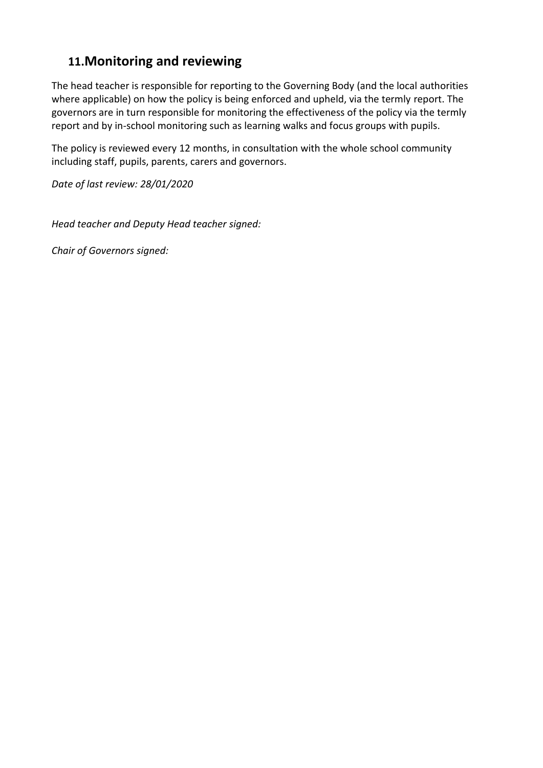## 11.Monitoring and reviewing

The head teacher is responsible for reporting to the Governing Body (and the local authorities where applicable) on how the policy is being enforced and upheld, via the termly report. The governors are in turn responsible for monitoring the effectiveness of the policy via the termly report and by in-school monitoring such as learning walks and focus groups with pupils.

The policy is reviewed every 12 months, in consultation with the whole school community including staff, pupils, parents, carers and governors.

*Date of last review: 28/01/2020*

*Head teacher and Deputy Head teacher signed:*

*Chair of Governors signed:*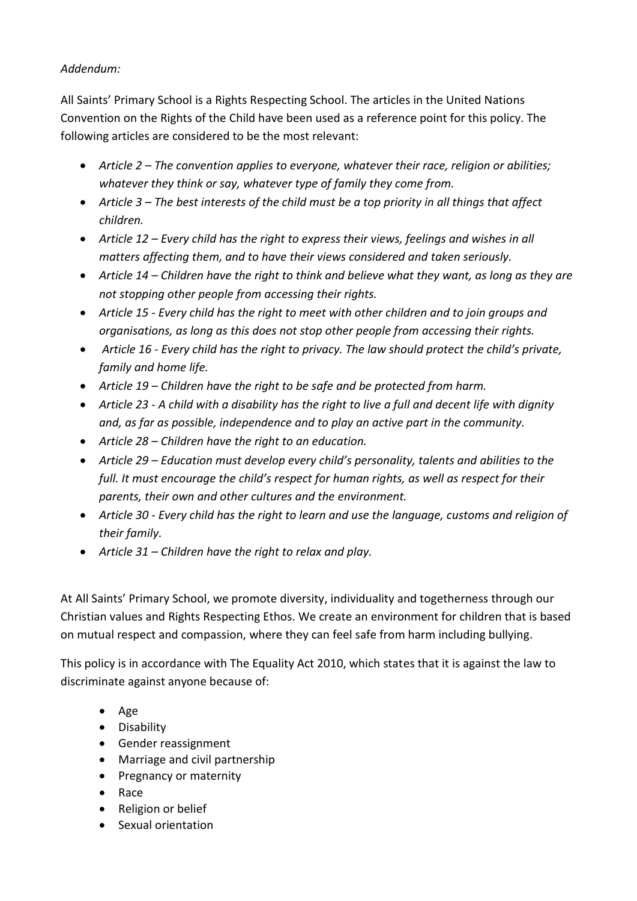*Addendum:*

All Saints' Primary School is a Rights Respecting School. The articles in the United Nations Convention on the Rights of the Child have been used as a reference point for this policy. The following articles are considered to be the most relevant:

- *Article 2 – The convention applies to everyone, whatever their race, religion or abilities; whatever they think or say, whatever type of family they come from.*
- *Article 3 – The best interests of the child must be a top priority in all things that affect children.*
- *Article 12 – Every child has the right to express their views, feelings and wishes in all matters affecting them, and to have their views considered and taken seriously.*
- *Article 14 – Children have the right to think and believe what they want, as long as they are not stopping other people from accessing their rights.*
- *Article 15 - Every child has the right to meet with other children and to join groups and organisations, as long as this does not stop other people from accessing their rights.*
- *Article 16 - Every child has the right to privacy. The law should protect the child's private, family and home life.*
- *Article 19 – Children have the right to be safe and be protected from harm.*
- *Article 23 - A child with a disability has the right to live a full and decent life with dignity and, as far as possible, independence and to play an active part in the community.*
- *Article 28 – Children have the right to an education.*
- *Article 29 – Education must develop every child's personality, talents and abilities to the full. It must encourage the child's respect for human rights, as well as respect for their parents, their own and other cultures and the environment.*
- *Article 30 - Every child has the right to learn and use the language, customs and religion of their family.*
- *Article 31 – Children have the right to relax and play.*

At All Saints' Primary School, we promote diversity, individuality and togetherness through our Christian values and Rights Respecting Ethos. We create an environment for children that is based on mutual respect and compassion, where they can feel safe from harm including bullying.

This policy is in accordance with The Equality Act 2010, which states that it is against the law to discriminate against anyone because of:

- Age
- Disability
- Gender reassignment
- Marriage and civil partnership
- Pregnancy or maternity
- Race
- Religion or belief
- Sexual orientation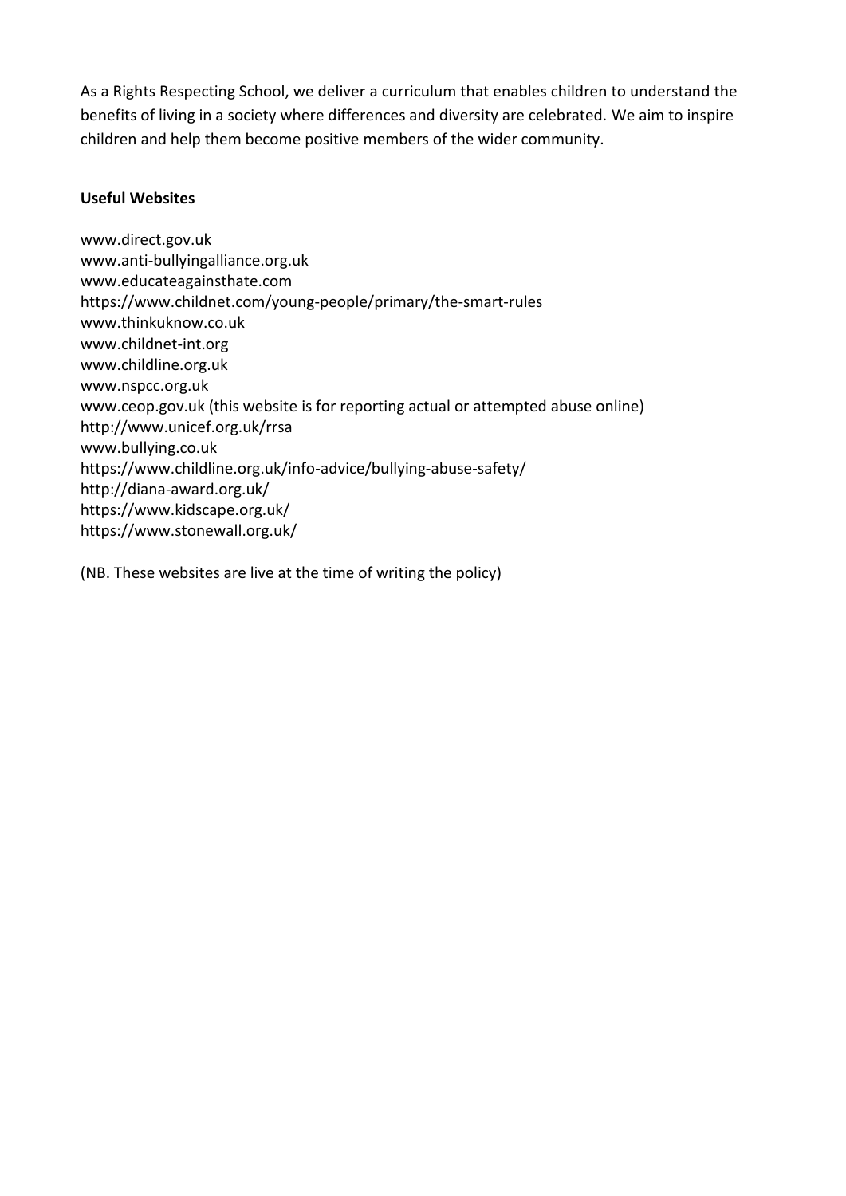As a Rights Respecting School, we deliver a curriculum that enables children to understand the benefits of living in a society where differences and diversity are celebrated. We aim to inspire children and help them become positive members of the wider community.

**Useful Websites**

www.direct.gov.uk
www.anti-bullyingalliance.org.uk
www.educateagainsthate.com
https://www.childnet.com/young-people/primary/the-smart-rules
www.thinkuknow.co.uk
www.childnet-int.org
www.childline.org.uk
www.nspcc.org.uk
www.ceop.gov.uk (this website is for reporting actual or attempted abuse online)
http://www.unicef.org.uk/rrsa
www.bullying.co.uk
https://www.childline.org.uk/info-advice/bullying-abuse-safety/
http://diana-award.org.uk/
https://www.kidscape.org.uk/
https://www.stonewall.org.uk/

(NB. These websites are live at the time of writing the policy)